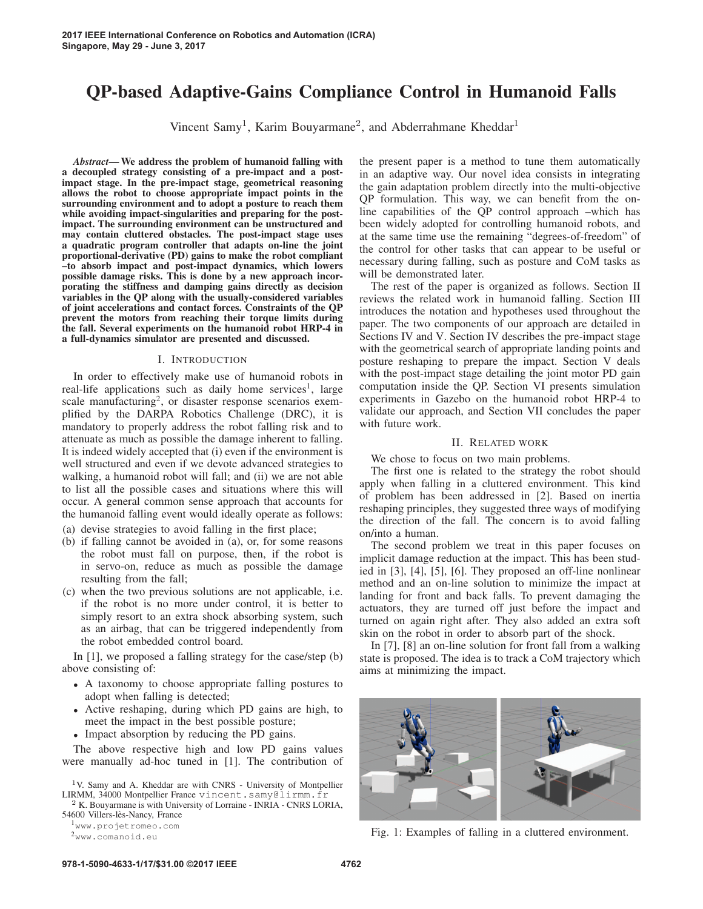# QP-based Adaptive-Gains Compliance Control in Humanoid Falls

Vincent Samy[1], Karim Bouyarmane[2], and Abderrahmane Kheddar[1]

***Abstract*— We address the problem of humanoid falling with a decoupled strategy consisting of a pre-impact and a post-impact stage. In the pre-impact stage, geometrical reasoning allows the robot to choose appropriate impact points in the surrounding environment and to adopt a posture to reach them while avoiding impact-singularities and preparing for the post-impact. The surrounding environment can be unstructured and may contain cluttered obstacles. The post-impact stage uses a quadratic program controller that adapts on-line the joint proportional-derivative (PD) gains to make the robot compliant –to absorb impact and post-impact dynamics, which lowers possible damage risks. This is done by a new approach incorporating the stiffness and damping gains directly as decision variables in the QP along with the usually-considered variables of joint accelerations and contact forces. Constraints of the QP prevent the motors from reaching their torque limits during the fall. Several experiments on the humanoid robot HRP-4 in a full-dynamics simulator are presented and discussed.**

## I. Introduction

In order to effectively make use of humanoid robots in real-life applications such as daily home services[1], large scale manufacturing[2], or disaster response scenarios exemplified by the DARPA Robotics Challenge (DRC), it is mandatory to properly address the robot falling risk and to attenuate as much as possible the damage inherent to falling. It is indeed widely accepted that (i) even if the environment is well structured and even if we devote advanced strategies to walking, a humanoid robot will fall; and (ii) we are not able to list all the possible cases and situations where this will occur. A general common sense approach that accounts for the humanoid falling event would ideally operate as follows:

(a) devise strategies to avoid falling in the first place;
(b) if falling cannot be avoided in (a), or, for some reasons the robot must fall on purpose, then, if the robot is in servo-on, reduce as much as possible the damage resulting from the fall;
(c) when the two previous solutions are not applicable, i.e. if the robot is no more under control, it is better to simply resort to an extra shock absorbing system, such as an airbag, that can be triggered independently from the robot embedded control board.

In [1], we proposed a falling strategy for the case/step (b) above consisting of:

- A taxonomy to choose appropriate falling postures to adopt when falling is detected;
- Active reshaping, during which PD gains are high, to meet the impact in the best possible posture;
- Impact absorption by reducing the PD gains.

The above respective high and low PD gains values were manually ad-hoc tuned in [1]. The contribution of the present paper is a method to tune them automatically in an adaptive way. Our novel idea consists in integrating the gain adaptation problem directly into the multi-objective QP formulation. This way, we can benefit from the on-line capabilities of the QP control approach –which has been widely adopted for controlling humanoid robots, and at the same time use the remaining "degrees-of-freedom" of the control for other tasks that can appear to be useful or necessary during falling, such as posture and CoM tasks as will be demonstrated later.

The rest of the paper is organized as follows. Section II reviews the related work in humanoid falling. Section III introduces the notation and hypotheses used throughout the paper. The two components of our approach are detailed in Sections IV and V. Section IV describes the pre-impact stage with the geometrical search of appropriate landing points and posture reshaping to prepare the impact. Section V deals with the post-impact stage detailing the joint motor PD gain computation inside the QP. Section VI presents simulation experiments in Gazebo on the humanoid robot HRP-4 to validate our approach, and Section VII concludes the paper with future work.

## II. Related work

We chose to focus on two main problems.

The first one is related to the strategy the robot should apply when falling in a cluttered environment. This kind of problem has been addressed in [2]. Based on inertia reshaping principles, they suggested three ways of modifying the direction of the fall. The concern is to avoid falling on/into a human.

The second problem we treat in this paper focuses on implicit damage reduction at the impact. This has been studied in [3], [4], [5], [6]. They proposed an off-line nonlinear method and an on-line solution to minimize the impact at landing for front and back falls. To prevent damaging the actuators, they are turned off just before the impact and turned on again right after. They also added an extra soft skin on the robot in order to absorb part of the shock.

In [7], [8] an on-line solution for front fall from a walking state is proposed. The idea is to track a CoM trajectory which aims at minimizing the impact.

Fig. 1: Examples of falling in a cluttered environment.

[1] V. Samy and A. Kheddar are with CNRS - University of Montpellier LIRMM, 34000 Montpellier France vincent.samy@lirmm.fr

[2] K. Bouyarmane is with University of Lorraine - INRIA - CNRS LORIA, 54600 Villers-lès-Nancy, France

[1] www.projetromeo.com

[2] www.comanoid.eu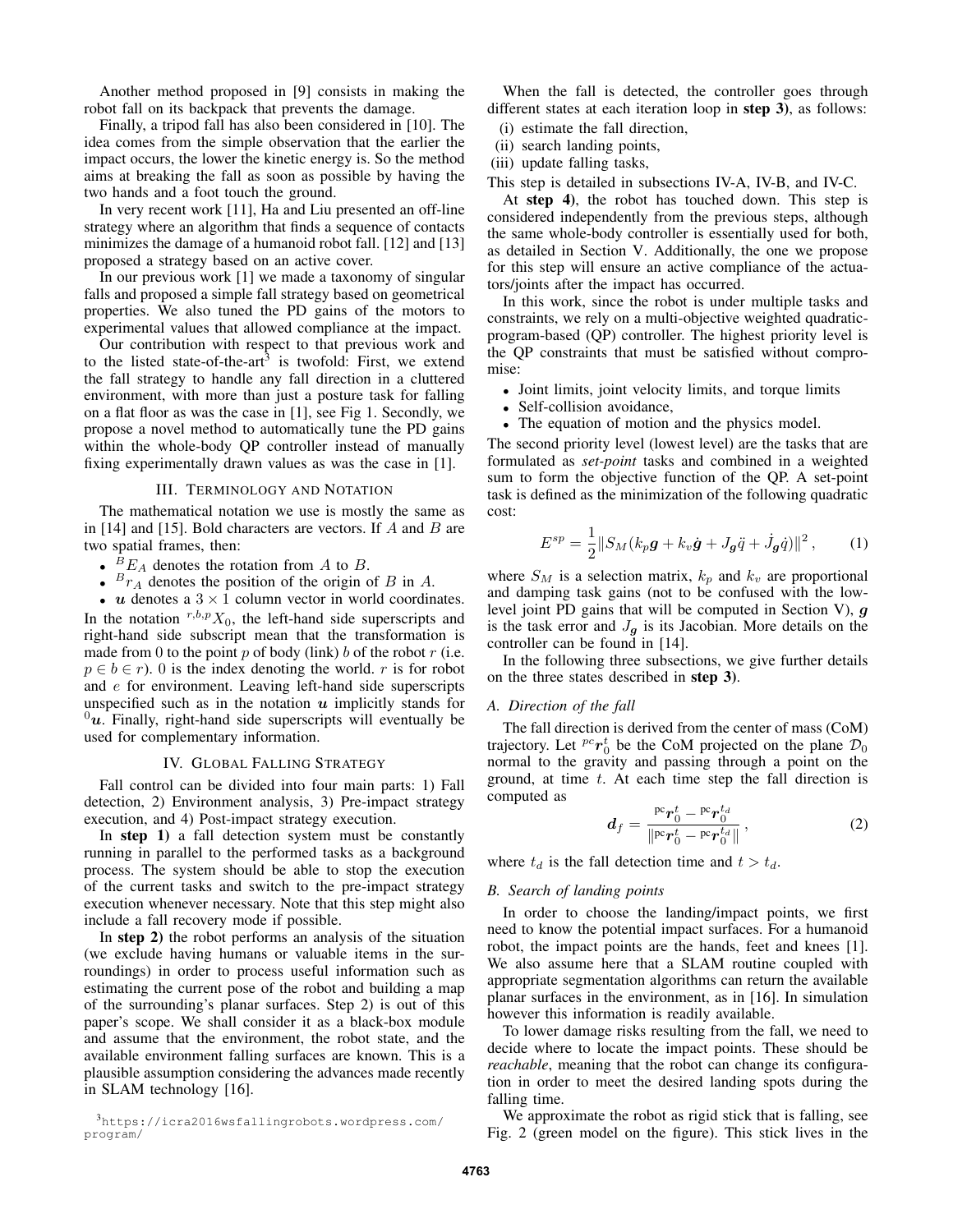Another method proposed in [9] consists in making the robot fall on its backpack that prevents the damage.

Finally, a tripod fall has also been considered in [10]. The idea comes from the simple observation that the earlier the impact occurs, the lower the kinetic energy is. So the method aims at breaking the fall as soon as possible by having the two hands and a foot touch the ground.

In very recent work [11], Ha and Liu presented an off-line strategy where an algorithm that finds a sequence of contacts minimizes the damage of a humanoid robot fall. [12] and [13] proposed a strategy based on an active cover.

In our previous work [1] we made a taxonomy of singular falls and proposed a simple fall strategy based on geometrical properties. We also tuned the PD gains of the motors to experimental values that allowed compliance at the impact.

Our contribution with respect to that previous work and to the listed state-of-the-art[3] is twofold: First, we extend the fall strategy to handle any fall direction in a cluttered environment, with more than just a posture task for falling on a flat floor as was the case in [1], see Fig 1. Secondly, we propose a novel method to automatically tune the PD gains within the whole-body QP controller instead of manually fixing experimentally drawn values as was the case in [1].

## III. Terminology and Notation

The mathematical notation we use is mostly the same as in [14] and [15]. Bold characters are vectors. If $A$ and $B$ are two spatial frames, then:

- ${}^{B}E_{A}$ denotes the rotation from $A$ to $B$.
- ${}^{B}r_{A}$ denotes the position of the origin of $B$ in $A$.
- $\boldsymbol{u}$ denotes a $3 \times 1$ column vector in world coordinates.

In the notation ${}^{r,b,p}X_{0}$, the left-hand side superscripts and right-hand side subscript mean that the transformation is made from 0 to the point $p$ of body (link) $b$ of the robot $r$ (i.e. $p \in b \in r$). 0 is the index denoting the world. $r$ is for robot and $e$ for environment. Leaving left-hand side superscripts unspecified such as in the notation $\boldsymbol{u}$ implicitly stands for ${}^{0}\boldsymbol{u}$. Finally, right-hand side superscripts will eventually be used for complementary information.

## IV. Global Falling Strategy

Fall control can be divided into four main parts: 1) Fall detection, 2) Environment analysis, 3) Pre-impact strategy execution, and 4) Post-impact strategy execution.

In **step 1)** a fall detection system must be constantly running in parallel to the performed tasks as a background process. The system should be able to stop the execution of the current tasks and switch to the pre-impact strategy execution whenever necessary. Note that this step might also include a fall recovery mode if possible.

In **step 2)** the robot performs an analysis of the situation (we exclude having humans or valuable items in the surroundings) in order to process useful information such as estimating the current pose of the robot and building a map of the surrounding's planar surfaces. Step 2) is out of this paper's scope. We shall consider it as a black-box module and assume that the environment, the robot state, and the available environment falling surfaces are known. This is a plausible assumption considering the advances made recently in SLAM technology [16].

[3] https://icra2016wsfallingrobots.wordpress.com/program/

When the fall is detected, the controller goes through different states at each iteration loop in **step 3)**, as follows:

(i) estimate the fall direction,
(ii) search landing points,
(iii) update falling tasks,

This step is detailed in subsections IV-A, IV-B, and IV-C.

At **step 4)**, the robot has touched down. This step is considered independently from the previous steps, although the same whole-body controller is essentially used for both, as detailed in Section V. Additionally, the one we propose for this step will ensure an active compliance of the actuators/joints after the impact has occurred.

In this work, since the robot is under multiple tasks and constraints, we rely on a multi-objective weighted quadratic-program-based (QP) controller. The highest priority level is the QP constraints that must be satisfied without compromise:

- Joint limits, joint velocity limits, and torque limits
- Self-collision avoidance,
- The equation of motion and the physics model.

The second priority level (lowest level) are the tasks that are formulated as *set-point* tasks and combined in a weighted sum to form the objective function of the QP. A set-point task is defined as the minimization of the following quadratic cost:

$$E^{sp} = \frac{1}{2}\| S_M (k_p \boldsymbol{g} + k_v \dot{\boldsymbol{g}} + J_{\boldsymbol{g}} \ddot{q} + \dot{J}_{\boldsymbol{g}} \dot{q}) \|^2 , \qquad (1)$$

where $S_M$ is a selection matrix, $k_p$ and $k_v$ are proportional and damping task gains (not to be confused with the low-level joint PD gains that will be computed in Section V), $\boldsymbol{g}$ is the task error and $J_{\boldsymbol{g}}$ is its Jacobian. More details on the controller can be found in [14].

In the following three subsections, we give further details on the three states described in **step 3)**.

### A. Direction of the fall

The fall direction is derived from the center of mass (CoM) trajectory. Let ${}^{pc}\boldsymbol{r}_0^t$ be the CoM projected on the plane $\mathcal{D}_0$ normal to the gravity and passing through a point on the ground, at time $t$. At each time step the fall direction is computed as

$$\boldsymbol{d}_f = \frac{{}^{\text{pc}}\boldsymbol{r}_0^t - {}^{\text{pc}}\boldsymbol{r}_0^{t_d}}{\|{}^{\text{pc}}\boldsymbol{r}_0^t - {}^{\text{pc}}\boldsymbol{r}_0^{t_d}\|} , \qquad (2)$$

where $t_d$ is the fall detection time and $t > t_d$.

### B. Search of landing points

In order to choose the landing/impact points, we first need to know the potential impact surfaces. For a humanoid robot, the impact points are the hands, feet and knees [1]. We also assume here that a SLAM routine coupled with appropriate segmentation algorithms can return the available planar surfaces in the environment, as in [16]. In simulation however this information is readily available.

To lower damage risks resulting from the fall, we need to decide where to locate the impact points. These should be *reachable*, meaning that the robot can change its configuration in order to meet the desired landing spots during the falling time.

We approximate the robot as rigid stick that is falling, see Fig. 2 (green model on the figure). This stick lives in the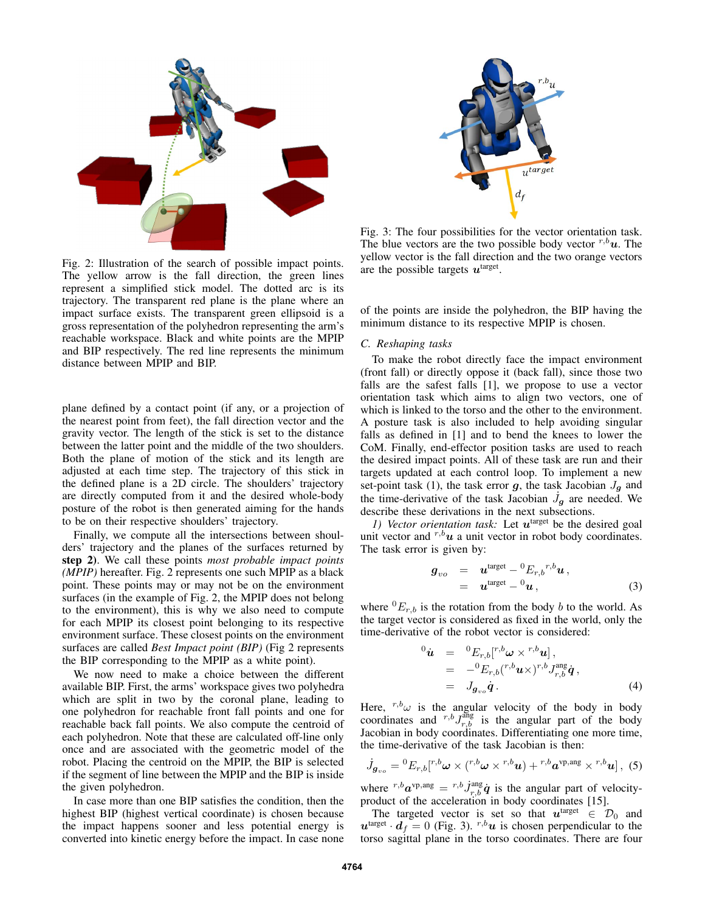Fig. 2: Illustration of the search of possible impact points. The yellow arrow is the fall direction, the green lines represent a simplified stick model. The dotted arc is its trajectory. The transparent red plane is the plane where an impact surface exists. The transparent green ellipsoid is a gross representation of the polyhedron representing the arm's reachable workspace. Black and white points are the MPIP and BIP respectively. The red line represents the minimum distance between MPIP and BIP.

plane defined by a contact point (if any, or a projection of the nearest point from feet), the fall direction vector and the gravity vector. The length of the stick is set to the distance between the latter point and the middle of the two shoulders. Both the plane of motion of the stick and its length are adjusted at each time step. The trajectory of this stick in the defined plane is a 2D circle. The shoulders' trajectory are directly computed from it and the desired whole-body posture of the robot is then generated aiming for the hands to be on their respective shoulders' trajectory.

Finally, we compute all the intersections between shoulders' trajectory and the planes of the surfaces returned by **step 2**). We call these points *most probable impact points (MPIP)* hereafter. Fig. 2 represents one such MPIP as a black point. These points may or may not be on the environment surfaces (in the example of Fig. 2, the MPIP does not belong to the environment), this is why we also need to compute for each MPIP its closest point belonging to its respective environment surface. These closest points on the environment surfaces are called *Best Impact point (BIP)* (Fig 2 represents the BIP corresponding to the MPIP as a white point).

We now need to make a choice between the different available BIP. First, the arms' workspace gives two polyhedra which are split in two by the coronal plane, leading to one polyhedron for reachable front fall points and one for reachable back fall points. We also compute the centroid of each polyhedron. Note that these are calculated off-line only once and are associated with the geometric model of the robot. Placing the centroid on the MPIP, the BIP is selected if the segment of line between the MPIP and the BIP is inside the given polyhedron.

In case more than one BIP satisfies the condition, then the highest BIP (highest vertical coordinate) is chosen because the impact happens sooner and less potential energy is converted into kinetic energy before the impact. In case none of the points are inside the polyhedron, the BIP having the minimum distance to its respective MPIP is chosen.

Fig. 3: The four possibilities for the vector orientation task. The blue vectors are the two possible body vector ${}^{r,b}\boldsymbol{u}$. The yellow vector is the fall direction and the two orange vectors are the possible targets $\boldsymbol{u}^{\text{target}}$.

### C. Reshaping tasks

To make the robot directly face the impact environment (front fall) or directly oppose it (back fall), since those two falls are the safest falls [1], we propose to use a vector orientation task which aims to align two vectors, one of which is linked to the torso and the other to the environment. A posture task is also included to help avoiding singular falls as defined in [1] and to bend the knees to lower the CoM. Finally, end-effector position tasks are used to reach the desired impact points. All of these task are run and their targets updated at each control loop. To implement a new set-point task (1), the task error $\boldsymbol{g}$, the task Jacobian $J_{\boldsymbol{g}}$ and the time-derivative of the task Jacobian $\dot{J}_{\boldsymbol{g}}$ are needed. We describe these derivations in the next subsections.

*1) Vector orientation task:* Let $\boldsymbol{u}^{\text{target}}$ be the desired goal unit vector and ${}^{r,b}\boldsymbol{u}$ a unit vector in robot body coordinates. The task error is given by:

$$
\begin{aligned}
\boldsymbol{g}_{vo} &= \boldsymbol{u}^{\text{target}} - {}^{0}E_{r,b}\,{}^{r,b}\boldsymbol{u}\,, \\
&= \boldsymbol{u}^{\text{target}} - {}^{0}\boldsymbol{u}\,, \qquad (3)
\end{aligned}
$$

where ${}^{0}E_{r,b}$ is the rotation from the body $b$ to the world. As the target vector is considered as fixed in the world, only the time-derivative of the robot vector is considered:

$$
\begin{aligned}
{}^{0}\dot{\boldsymbol{u}} &= {}^{0}E_{r,b}[{}^{r,b}\boldsymbol{\omega} \times {}^{r,b}\boldsymbol{u}]\,, \\
&= -{}^{0}E_{r,b}({}^{r,b}\boldsymbol{u}\times){}^{r,b}J^{\text{ang}}_{r,b}\dot{\boldsymbol{q}}\,, \\
&= J_{\boldsymbol{g}_{vo}}\dot{\boldsymbol{q}}\,. \qquad (4)
\end{aligned}
$$

Here, ${}^{r,b}\omega$ is the angular velocity of the body in body coordinates and ${}^{r,b}J^{\text{ang}}_{r,b}$ is the angular part of the body Jacobian in body coordinates. Differentiating one more time, the time-derivative of the task Jacobian is then:

$$
\dot{J}_{\boldsymbol{g}_{vo}} = {}^{0}E_{r,b}[{}^{r,b}\boldsymbol{\omega} \times ({}^{r,b}\boldsymbol{\omega} \times {}^{r,b}\boldsymbol{u}) + {}^{r,b}\boldsymbol{a}^{\text{vp,ang}} \times {}^{r,b}\boldsymbol{u}]\,, \quad (5)
$$

where ${}^{r,b}\boldsymbol{a}^{\text{vp,ang}} = {}^{r,b}\dot{J}^{\text{ang}}_{r,b}\dot{\boldsymbol{q}}$ is the angular part of velocity-product of the acceleration in body coordinates [15].

The targeted vector is set so that $\boldsymbol{u}^{\text{target}} \in \mathcal{D}_0$ and $\boldsymbol{u}^{\text{target}} \cdot \boldsymbol{d}_f = 0$ (Fig. 3). ${}^{r,b}\boldsymbol{u}$ is chosen perpendicular to the torso sagittal plane in the torso coordinates. There are four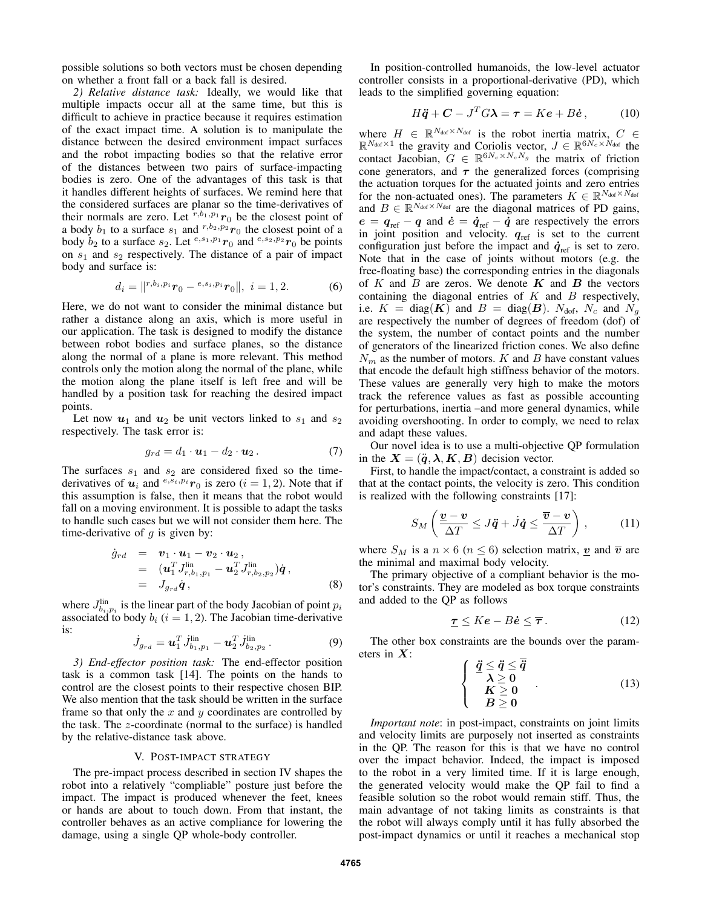possible solutions so both vectors must be chosen depending on whether a front fall or a back fall is desired.

*2) Relative distance task:* Ideally, we would like that multiple impacts occur all at the same time, but this is difficult to achieve in practice because it requires estimation of the exact impact time. A solution is to manipulate the distance between the desired environment impact surfaces and the robot impacting bodies so that the relative error of the distances between two pairs of surface-impacting bodies is zero. One of the advantages of this task is that it handles different heights of surfaces. We remind here that the considered surfaces are planar so the time-derivatives of their normals are zero. Let ${}^{r,b_1,p_1}\boldsymbol{r}_0$ be the closest point of a body $b_1$ to a surface $s_1$ and ${}^{r,b_2,p_2}\boldsymbol{r}_0$ the closest point of a body $b_2$ to a surface $s_2$. Let ${}^{e,s_1,p_1}\boldsymbol{r}_0$ and ${}^{e,s_2,p_2}\boldsymbol{r}_0$ be points on $s_1$ and $s_2$ respectively. The distance of a pair of impact body and surface is:

$$d_i = \|{}^{r,b_i,p_i}\boldsymbol{r}_0 - {}^{e,s_i,p_i}\boldsymbol{r}_0\|, \; i = 1, 2. \tag{6}$$

Here, we do not want to consider the minimal distance but rather a distance along an axis, which is more useful in our application. The task is designed to modify the distance between robot bodies and surface planes, so the distance along the normal of a plane is more relevant. This method controls only the motion along the normal of the plane, while the motion along the plane itself is left free and will be handled by a position task for reaching the desired impact points.

Let now $\boldsymbol{u}_1$ and $\boldsymbol{u}_2$ be unit vectors linked to $s_1$ and $s_2$ respectively. The task error is:

$$g_{rd} = d_1 \cdot \boldsymbol{u}_1 - d_2 \cdot \boldsymbol{u}_2 \,. \tag{7}$$

The surfaces $s_1$ and $s_2$ are considered fixed so the time-derivatives of $\boldsymbol{u}_i$ and ${}^{e,s_i,p_i}\boldsymbol{r}_0$ is zero ($i = 1, 2$). Note that if this assumption is false, then it means that the robot would fall on a moving environment. It is possible to adapt the tasks to handle such cases but we will not consider them here. The time-derivative of $g$ is given by:

$$\begin{aligned} \dot{g}_{rd} &= \boldsymbol{v}_1 \cdot \boldsymbol{u}_1 - \boldsymbol{v}_2 \cdot \boldsymbol{u}_2 \,, \\ &= (\boldsymbol{u}_1^T J^{\text{lin}}_{r,b_1,p_1} - \boldsymbol{u}_2^T J^{\text{lin}}_{r,b_2,p_2})\dot{\boldsymbol{q}} \,, \\ &= J_{g_{rd}} \dot{\boldsymbol{q}} \,, \end{aligned} \tag{8}$$

where $J^{\text{lin}}_{b_i,p_i}$ is the linear part of the body Jacobian of point $p_i$ associated to body $b_i$ ($i = 1, 2$). The Jacobian time-derivative is:

$$\dot{J}_{g_{rd}} = \boldsymbol{u}_1^T \dot{J}^{\text{lin}}_{b_1,p_1} - \boldsymbol{u}_2^T \dot{J}^{\text{lin}}_{b_2,p_2} \,. \tag{9}$$

*3) End-effector position task:* The end-effector position task is a common task [14]. The points on the hands to control are the closest points to their respective chosen BIP. We also mention that the task should be written in the surface frame so that only the $x$ and $y$ coordinates are controlled by the task. The $z$-coordinate (normal to the surface) is handled by the relative-distance task above.

## V. Post-impact strategy

The pre-impact process described in section IV shapes the robot into a relatively "compliable" posture just before the impact. The impact is produced whenever the feet, knees or hands are about to touch down. From that instant, the controller behaves as an active compliance for lowering the damage, using a single QP whole-body controller.

In position-controlled humanoids, the low-level actuator controller consists in a proportional-derivative (PD), which leads to the simplified governing equation:

$$H\ddot{\boldsymbol{q}} + \boldsymbol{C} - J^T G \boldsymbol{\lambda} = \boldsymbol{\tau} = K\boldsymbol{e} + B\dot{\boldsymbol{e}} \,, \tag{10}$$

where $H \in \mathbb{R}^{N_{\text{dof}} \times N_{\text{dof}}}$ is the robot inertia matrix, $C \in \mathbb{R}^{N_{\text{dof}} \times 1}$ the gravity and Coriolis vector, $J \in \mathbb{R}^{6N_c \times N_{\text{dof}}}$ the contact Jacobian, $G \in \mathbb{R}^{6N_c \times N_c N_g}$ the matrix of friction cone generators, and $\boldsymbol{\tau}$ the generalized forces (comprising the actuation torques for the actuated joints and zero entries for the non-actuated ones). The parameters $K \in \mathbb{R}^{N_{\text{dof}} \times N_{\text{dof}}}$ and $B \in \mathbb{R}^{N_{\text{dof}} \times N_{\text{dof}}}$ are the diagonal matrices of PD gains, $\boldsymbol{e} = \boldsymbol{q}_{\text{ref}} - \boldsymbol{q}$ and $\dot{\boldsymbol{e}} = \dot{\boldsymbol{q}}_{\text{ref}} - \dot{\boldsymbol{q}}$ are respectively the errors in joint position and velocity. $\boldsymbol{q}_{\text{ref}}$ is set to the current configuration just before the impact and $\dot{\boldsymbol{q}}_{\text{ref}}$ is set to zero. Note that in the case of joints without motors (e.g. the free-floating base) the corresponding entries in the diagonals of $K$ and $B$ are zeros. We denote $\boldsymbol{K}$ and $\boldsymbol{B}$ the vectors containing the diagonal entries of $K$ and $B$ respectively, i.e. $K = \text{diag}(\boldsymbol{K})$ and $B = \text{diag}(\boldsymbol{B})$. $N_{\text{dof}}$, $N_c$ and $N_g$ are respectively the number of degrees of freedom (dof) of the system, the number of contact points and the number of generators of the linearized friction cones. We also define $N_m$ as the number of motors. $K$ and $B$ have constant values that encode the default high stiffness behavior of the motors. These values are generally very high to make the motors track the reference values as fast as possible accounting for perturbations, inertia –and more general dynamics, while avoiding overshooting. In order to comply, we need to relax and adapt these values.

Our novel idea is to use a multi-objective QP formulation in the $\boldsymbol{X} = (\ddot{\boldsymbol{q}}, \boldsymbol{\lambda}, \boldsymbol{K}, \boldsymbol{B})$ decision vector.

First, to handle the impact/contact, a constraint is added so that at the contact points, the velocity is zero. This condition is realized with the following constraints [17]:

$$S_M \left( \frac{\underline{\boldsymbol{v}} - \boldsymbol{v}}{\Delta T} \leq J\ddot{\boldsymbol{q}} + \dot{J}\dot{\boldsymbol{q}} \leq \frac{\overline{\boldsymbol{v}} - \boldsymbol{v}}{\Delta T} \right) , \tag{11}$$

where $S_M$ is a $n \times 6$ ($n \leq 6$) selection matrix, $\underline{\boldsymbol{v}}$ and $\overline{\boldsymbol{v}}$ are the minimal and maximal body velocity.

The primary objective of a compliant behavior is the motor's constraints. They are modeled as box torque constraints and added to the QP as follows

$$\underline{\boldsymbol{\tau}} \leq K\boldsymbol{e} - B\dot{\boldsymbol{e}} \leq \overline{\boldsymbol{\tau}} \,. \tag{12}$$

The other box constraints are the bounds over the parameters in $\boldsymbol{X}$:

$$\left\{ \begin{array}{c} \underline{\ddot{\boldsymbol{q}}} \leq \ddot{\boldsymbol{q}} \leq \overline{\ddot{\boldsymbol{q}}} \\ \boldsymbol{\lambda} \geq \boldsymbol{0} \\ \boldsymbol{K} \geq \boldsymbol{0} \\ \boldsymbol{B} \geq \boldsymbol{0} \end{array} \right. . \tag{13}$$

*Important note*: in post-impact, constraints on joint limits and velocity limits are purposely not inserted as constraints in the QP. The reason for this is that we have no control over the impact behavior. Indeed, the impact is imposed to the robot in a very limited time. If it is large enough, the generated velocity would make the QP fail to find a feasible solution so the robot would remain stiff. Thus, the main advantage of not taking limits as constraints is that the robot will always comply until it has fully absorbed the post-impact dynamics or until it reaches a mechanical stop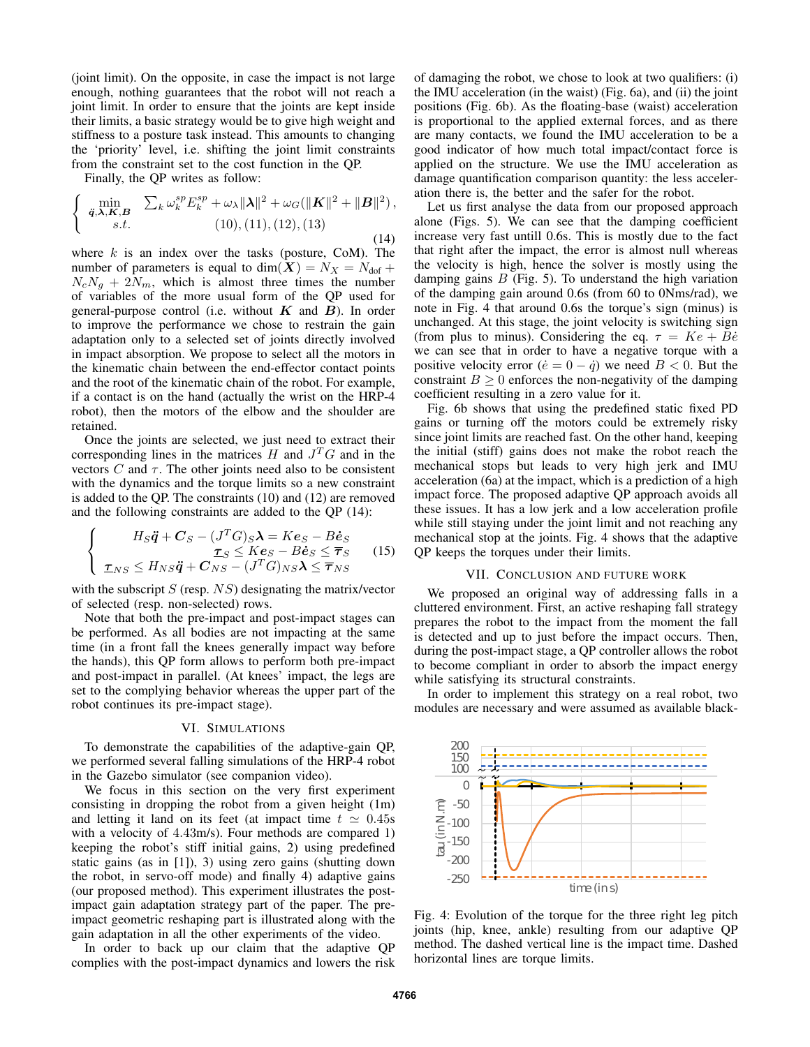(joint limit). On the opposite, in case the impact is not large enough, nothing guarantees that the robot will not reach a joint limit. In order to ensure that the joints are kept inside their limits, a basic strategy would be to give high weight and stiffness to a posture task instead. This amounts to changing the 'priority' level, i.e. shifting the joint limit constraints from the constraint set to the cost function in the QP.

Finally, the QP writes as follow:

$$
\begin{cases} \min\limits_{\ddot{\boldsymbol{q}},\boldsymbol{\lambda},\boldsymbol{K},\boldsymbol{B}} & \sum_k \omega_k^{sp} E_k^{sp} + \omega_\lambda \|\boldsymbol{\lambda}\|^2 + \omega_G(\|\boldsymbol{K}\|^2 + \|\boldsymbol{B}\|^2)\,, \\ \quad s.t. & (10), (11), (12), (13) \end{cases} \tag{14}
$$

where $k$ is an index over the tasks (posture, CoM). The number of parameters is equal to $\dim(\boldsymbol{X}) = N_X = N_{\text{dof}} + N_c N_g + 2N_m$, which is almost three times the number of variables of the more usual form of the QP used for general-purpose control (i.e. without $\boldsymbol{K}$ and $\boldsymbol{B}$). In order to improve the performance we chose to restrain the gain adaptation only to a selected set of joints directly involved in impact absorption. We propose to select all the motors in the kinematic chain between the end-effector contact points and the root of the kinematic chain of the robot. For example, if a contact is on the hand (actually the wrist on the HRP-4 robot), then the motors of the elbow and the shoulder are retained.

Once the joints are selected, we just need to extract their corresponding lines in the matrices $H$ and $J^T G$ and in the vectors $C$ and $\tau$. The other joints need also to be consistent with the dynamics and the torque limits so a new constraint is added to the QP. The constraints (10) and (12) are removed and the following constraints are added to the QP (14):

$$
\begin{cases} H_S \ddot{\boldsymbol{q}} + \boldsymbol{C}_S - (J^T G)_S \boldsymbol{\lambda} = K\boldsymbol{e}_S - B\dot{\boldsymbol{e}}_S \\ \underline{\boldsymbol{\tau}}_S \leq K\boldsymbol{e}_S - B\dot{\boldsymbol{e}}_S \leq \overline{\boldsymbol{\tau}}_S \\ \underline{\boldsymbol{\tau}}_{NS} \leq H_{NS}\ddot{\boldsymbol{q}} + \boldsymbol{C}_{NS} - (J^T G)_{NS}\boldsymbol{\lambda} \leq \overline{\boldsymbol{\tau}}_{NS} \end{cases} \tag{15}
$$

with the subscript $S$ (resp. $NS$) designating the matrix/vector of selected (resp. non-selected) rows.

Note that both the pre-impact and post-impact stages can be performed. As all bodies are not impacting at the same time (in a front fall the knees generally impact way before the hands), this QP form allows to perform both pre-impact and post-impact in parallel. (At knees' impact, the legs are set to the complying behavior whereas the upper part of the robot continues its pre-impact stage).

## VI. Simulations

To demonstrate the capabilities of the adaptive-gain QP, we performed several falling simulations of the HRP-4 robot in the Gazebo simulator (see companion video).

We focus in this section on the very first experiment consisting in dropping the robot from a given height (1m) and letting it land on its feet (at impact time $t \simeq 0.45$s with a velocity of 4.43m/s). Four methods are compared 1) keeping the robot's stiff initial gains, 2) using predefined static gains (as in [1]), 3) using zero gains (shutting down the robot, in servo-off mode) and finally 4) adaptive gains (our proposed method). This experiment illustrates the post-impact gain adaptation strategy part of the paper. The pre-impact geometric reshaping part is illustrated along with the gain adaptation in all the other experiments of the video.

In order to back up our claim that the adaptive QP complies with the post-impact dynamics and lowers the risk of damaging the robot, we chose to look at two qualifiers: (i) the IMU acceleration (in the waist) (Fig. 6a), and (ii) the joint positions (Fig. 6b). As the floating-base (waist) acceleration is proportional to the applied external forces, and as there are many contacts, we found the IMU acceleration to be a good indicator of how much total impact/contact force is applied on the structure. We use the IMU acceleration as damage quantification comparison quantity: the less acceleration there is, the better and the safer for the robot.

Let us first analyse the data from our proposed approach alone (Figs. 5). We can see that the damping coefficient increase very fast untill 0.6s. This is mostly due to the fact that right after the impact, the error is almost null whereas the velocity is high, hence the solver is mostly using the damping gains $B$ (Fig. 5). To understand the high variation of the damping gain around 0.6s (from 60 to 0Nms/rad), we note in Fig. 4 that around 0.6s the torque's sign (minus) is unchanged. At this stage, the joint velocity is switching sign (from plus to minus). Considering the eq. $\tau = Ke + B\dot{e}$ we can see that in order to have a negative torque with a positive velocity error ($\dot{e} = 0 - \dot{q}$) we need $B < 0$. But the constraint $B \geq 0$ enforces the non-negativity of the damping coefficient resulting in a zero value for it.

Fig. 6b shows that using the predefined static fixed PD gains or turning off the motors could be extremely risky since joint limits are reached fast. On the other hand, keeping the initial (stiff) gains does not make the robot reach the mechanical stops but leads to very high jerk and IMU acceleration (6a) at the impact, which is a prediction of a high impact force. The proposed adaptive QP approach avoids all these issues. It has a low jerk and a low acceleration profile while still staying under the joint limit and not reaching any mechanical stop at the joints. Fig. 4 shows that the adaptive QP keeps the torques under their limits.

## VII. Conclusion and Future Work

We proposed an original way of addressing falls in a cluttered environment. First, an active reshaping fall strategy prepares the robot to the impact from the moment the fall is detected and up to just before the impact occurs. Then, during the post-impact stage, a QP controller allows the robot to become compliant in order to absorb the impact energy while satisfying its structural constraints.

In order to implement this strategy on a real robot, two modules are necessary and were assumed as available black-

Fig. 4: Evolution of the torque for the three right leg pitch joints (hip, knee, ankle) resulting from our adaptive QP method. The dashed vertical line is the impact time. Dashed horizontal lines are torque limits.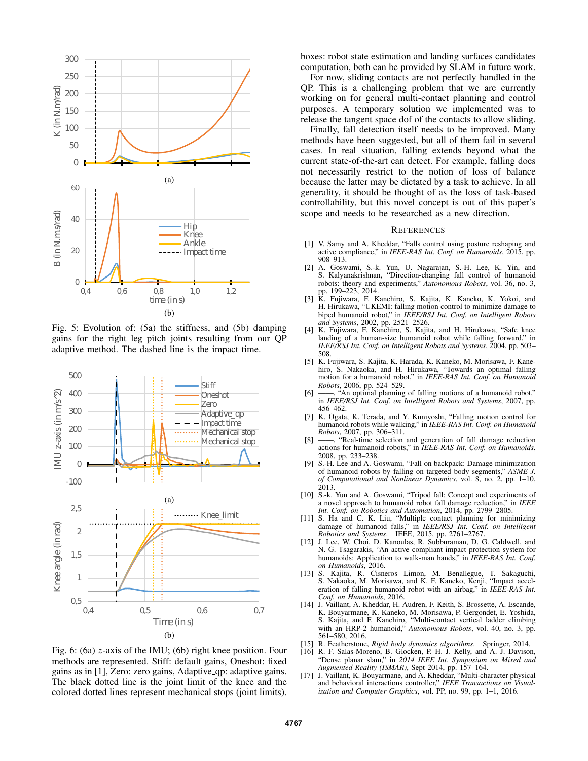300
250
200
150
100
50
0
K (in N.m/rad)

(a)

60
40
20
0
B (in N.ms/rad)
0,4 0,6 0,8 1,0 1,2
time (in s)
Hip
Knee
Ankle
Impact time

(b)

Fig. 5: Evolution of: (5a) the stiffness, and (5b) damping gains for the right leg pitch joints resulting from our QP adaptive method. The dashed line is the impact time.

500
400
300
200
100
0
-100
IMU z-axis (in m/s^2)
Stiff
Oneshot
Zero
Adaptive_qp
Impact time
Mechanical stop
Mechanical stop

(a)

2,5
2
1,5
1
0,5
Knee angle (in rad)
0,4 0,5 0,6 0,7
Time (in s)
Knee_limit

(b)

Fig. 6: (6a) $z$-axis of the IMU; (6b) right knee position. Four methods are represented. Stiff: default gains, Oneshot: fixed gains as in [1], Zero: zero gains, Adaptive_qp: adaptive gains. The black dotted line is the joint limit of the knee and the colored dotted lines represent mechanical stops (joint limits).

boxes: robot state estimation and landing surfaces candidates computation, both can be provided by SLAM in future work.

For now, sliding contacts are not perfectly handled in the QP. This is a challenging problem that we are currently working on for general multi-contact planning and control purposes. A temporary solution we implemented was to release the tangent space of the contacts to allow sliding.

Finally, fall detection itself needs to be improved. Many methods have been suggested, but all of them fail in several cases. In real situation, falling extends beyond what the current state-of-the-art can detect. For example, falling does not necessarily restrict to the notion of loss of balance because the latter may be dictated by a task to achieve. In all generality, it should be thought of as the loss of task-based controllability, but this novel concept is out of this paper's scope and needs to be researched as a new direction.

## References

[1] V. Samy and A. Kheddar, "Falls control using posture reshaping and active compliance," in *IEEE-RAS Int. Conf. on Humanoids*, 2015, pp. 908–913.

[2] A. Goswami, S.-k. Yun, U. Nagarajan, S.-H. Lee, K. Yin, and S. Kalyanakrishnan, "Direction-changing fall control of humanoid robots: theory and experiments," *Autonomous Robots*, vol. 36, no. 3, pp. 199–223, 2014.

[3] K. Fujiwara, F. Kanehiro, S. Kajita, K. Kaneko, K. Yokoi, and H. Hirukawa, "UKEMI: falling motion control to minimize damage to biped humanoid robot," in *IEEE/RSJ Int. Conf. on Intelligent Robots and Systems*, 2002, pp. 2521–2526.

[4] K. Fujiwara, F. Kanehiro, S. Kajita, and H. Hirukawa, "Safe knee landing of a human-size humanoid robot while falling forward," in *IEEE/RSJ Int. Conf. on Intelligent Robots and Systems*, 2004, pp. 503–508.

[5] K. Fujiwara, S. Kajita, K. Harada, K. Kaneko, M. Morisawa, F. Kanehiro, S. Nakaoka, and H. Hirukawa, "Towards an optimal falling motion for a humanoid robot," in *IEEE-RAS Int. Conf. on Humanoid Robots*, 2006, pp. 524–529.

[6] ——, "An optimal planning of falling motions of a humanoid robot," in *IEEE/RSJ Int. Conf. on Intelligent Robots and Systems*, 2007, pp. 456–462.

[7] K. Ogata, K. Terada, and Y. Kuniyoshi, "Falling motion control for humanoid robots while walking," in *IEEE-RAS Int. Conf. on Humanoid Robots*, 2007, pp. 306–311.

[8] ——, "Real-time selection and generation of fall damage reduction actions for humanoid robots," in *IEEE-RAS Int. Conf. on Humanoids*, 2008, pp. 233–238.

[9] S.-H. Lee and A. Goswami, "Fall on backpack: Damage minimization of humanoid robots by falling on targeted body segments," *ASME J. of Computational and Nonlinear Dynamics*, vol. 8, no. 2, pp. 1–10, 2013.

[10] S.-k. Yun and A. Goswami, "Tripod fall: Concept and experiments of a novel approach to humanoid robot fall damage reduction," in *IEEE Int. Conf. on Robotics and Automation*, 2014, pp. 2799–2805.

[11] S. Ha and C. K. Liu, "Multiple contact planning for minimizing damage of humanoid falls," in *IEEE/RSJ Int. Conf. on Intelligent Robotics and Systems*. IEEE, 2015, pp. 2761–2767.

[12] J. Lee, W. Choi, D. Kanoulas, R. Subburaman, D. G. Caldwell, and N. G. Tsagarakis, "An active compliant impact protection system for humanoids: Application to walk-man hands," in *IEEE-RAS Int. Conf. on Humanoids*, 2016.

[13] S. Kajita, R. Cisneros Limon, M. Benallegue, T. Sakaguchi, S. Nakaoka, M. Morisawa, and K. F. Kaneko, Kenji, "Impact acceleration of falling humanoid robot with an airbag," in *IEEE-RAS Int. Conf. on Humanoids*, 2016.

[14] J. Vaillant, A. Kheddar, H. Audren, F. Keith, S. Brossette, A. Escande, K. Bouyarmane, K. Kaneko, M. Morisawa, P. Gergondet, E. Yoshida, S. Kajita, and F. Kanehiro, "Multi-contact vertical ladder climbing with an HRP-2 humanoid," *Autonomous Robots*, vol. 40, no. 3, pp. 561–580, 2016.

[15] R. Featherstone, *Rigid body dynamics algorithms*. Springer, 2014.

[16] R. F. Salas-Moreno, B. Glocken, P. H. J. Kelly, and A. J. Davison, "Dense planar slam," in *2014 IEEE International Symposium on Mixed and Augmented Reality (ISMAR)*, Sept 2014, pp. 157–164.

[17] J. Vaillant, K. Bouyarmane, and A. Kheddar, "Multi-character physical and behavioral interactions controller," *IEEE Transactions on Visualization and Computer Graphics*, vol. PP, no. 99, pp. 1–1, 2016.